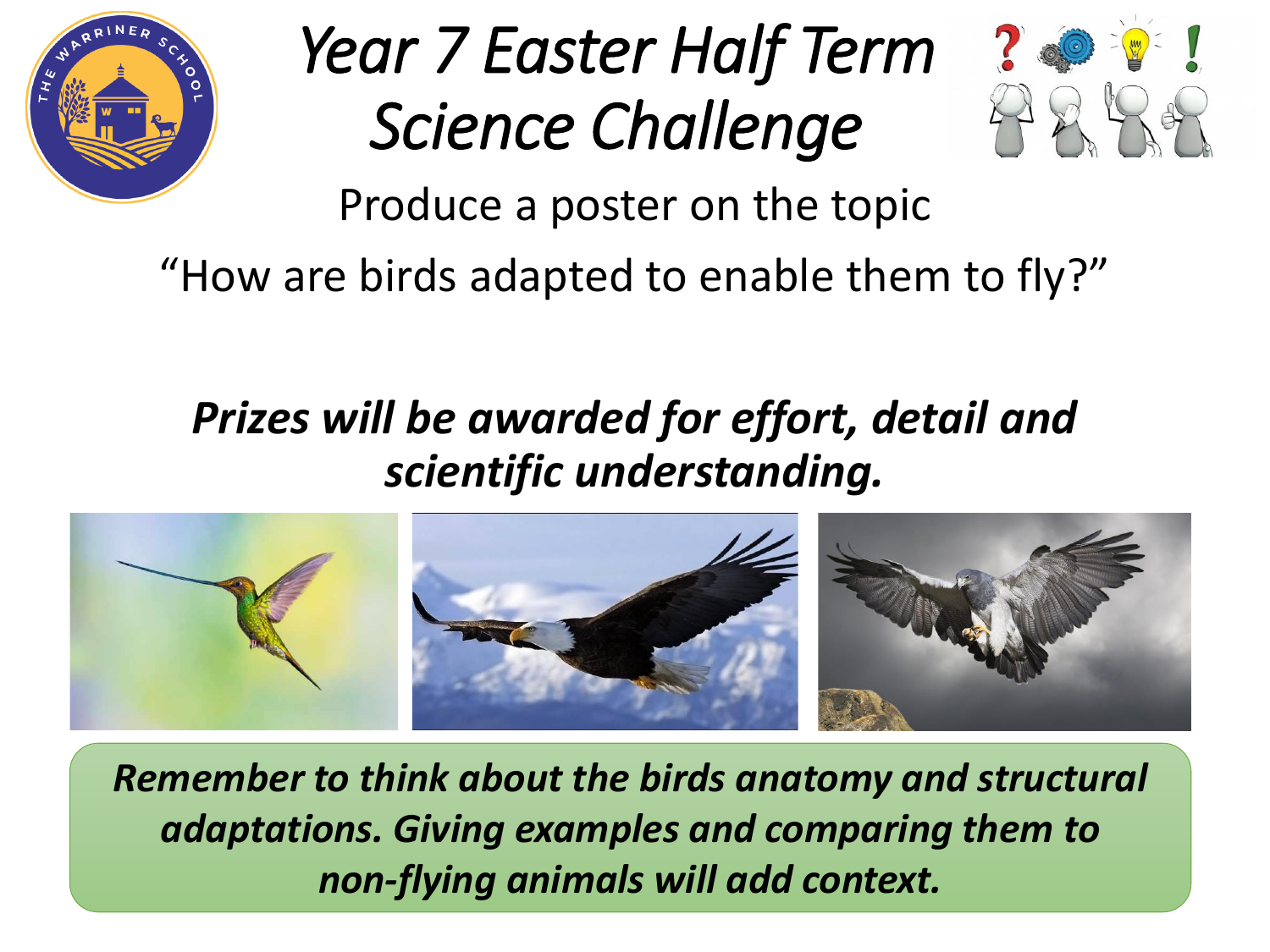# *Year 7 Easter Half Term Science Challenge*

Produce a poster on the topic

"How are birds adapted to enable them to fly?"

***Prizes will be awarded for effort, detail and scientific understanding.***

***Remember to think about the birds anatomy and structural adaptations. Giving examples and comparing them to non-flying animals will add context.***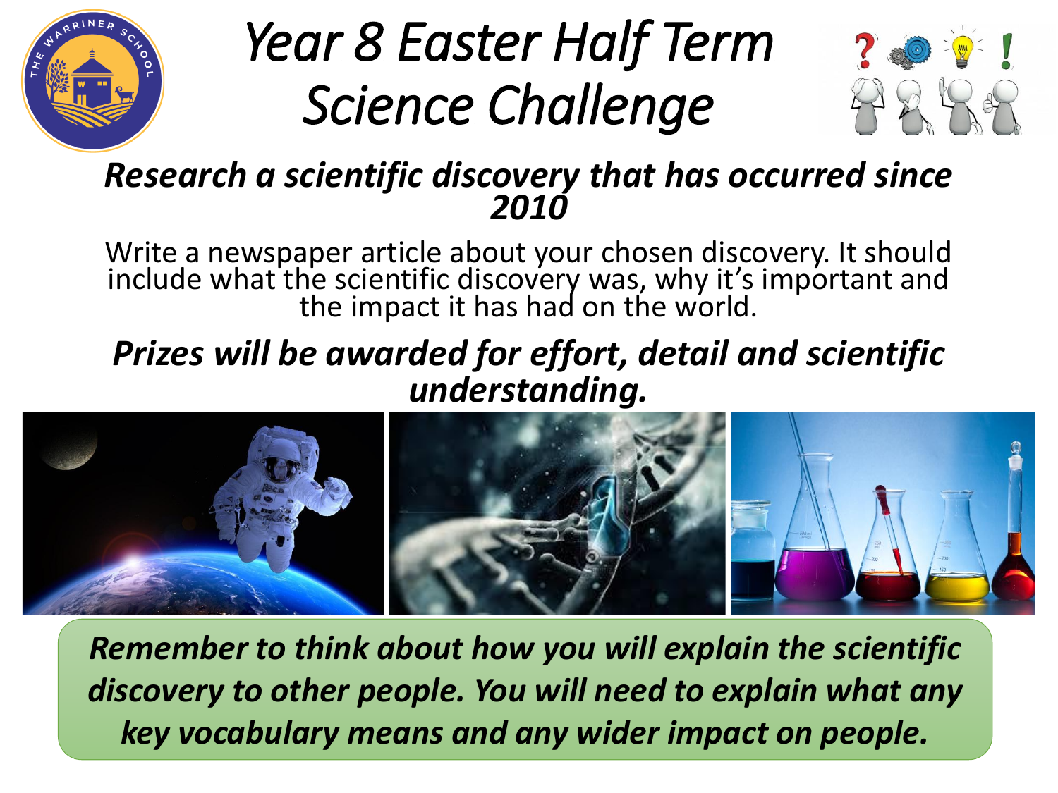# *Year 8 Easter Half Term Science Challenge*

***Research a scientific discovery that has occurred since 2010***

Write a newspaper article about your chosen discovery. It should include what the scientific discovery was, why it's important and the impact it has had on the world.

***Prizes will be awarded for effort, detail and scientific understanding.***

***Remember to think about how you will explain the scientific discovery to other people. You will need to explain what any key vocabulary means and any wider impact on people.***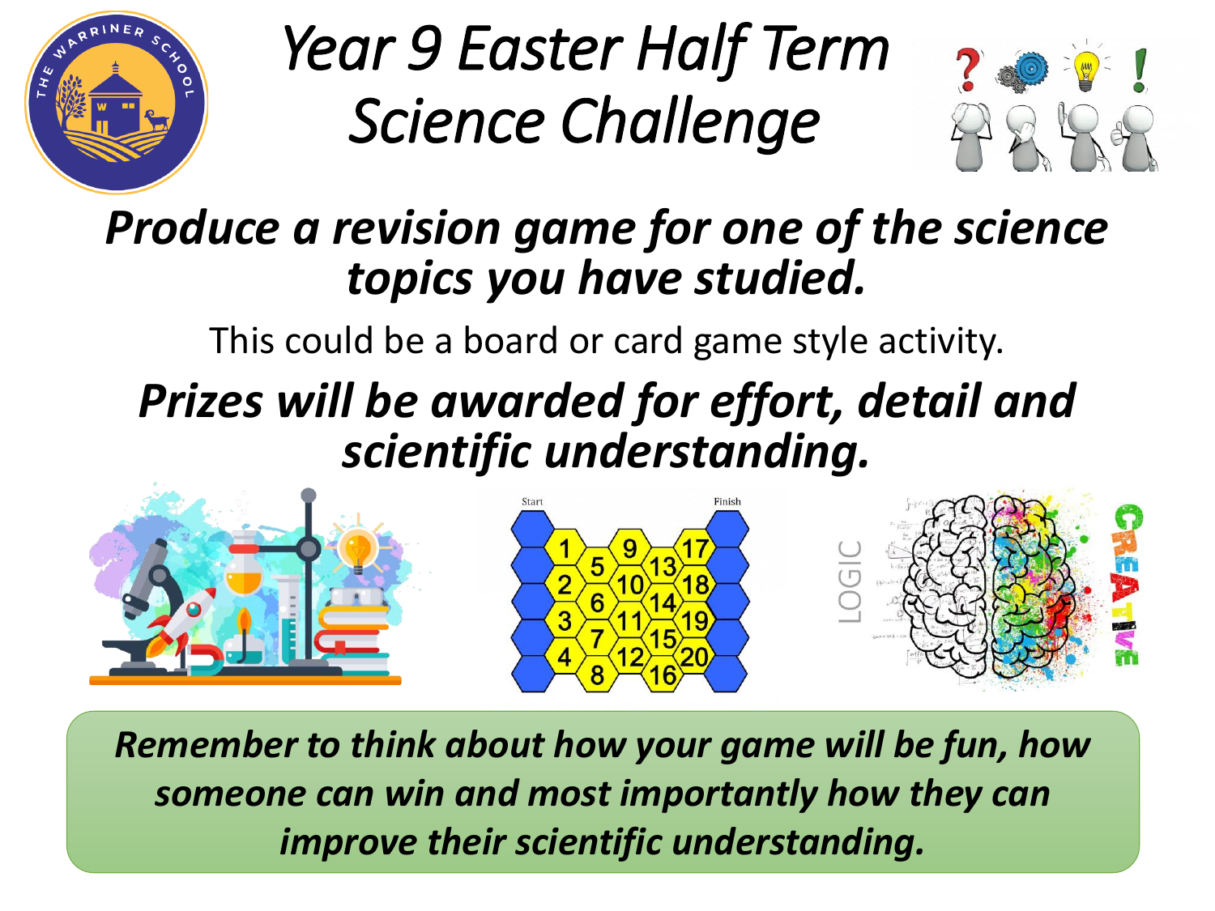# *Year 9 Easter Half Term Science Challenge*

## ***Produce a revision game for one of the science topics you have studied.***

This could be a board or card game style activity.

## ***Prizes will be awarded for effort, detail and scientific understanding.***

***Remember to think about how your game will be fun, how someone can win and most importantly how they can improve their scientific understanding.***